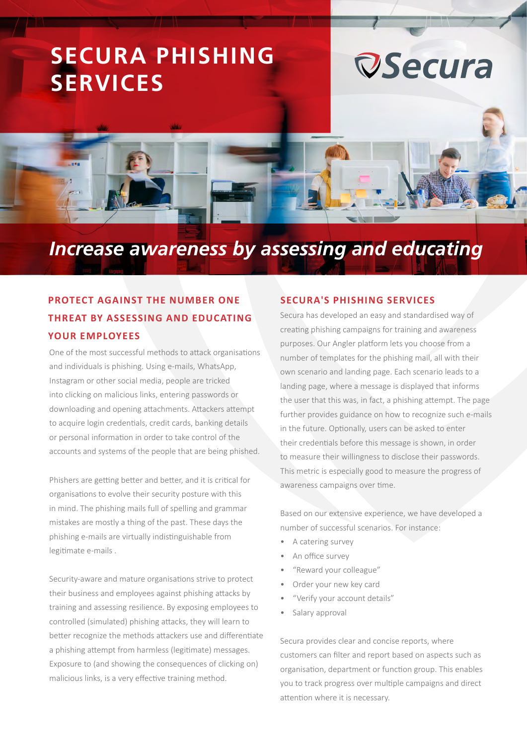# SECURA PHISHING SERVICES

Secura

## *Increase awareness by assessing and educating*

### PROTECT AGAINST THE NUMBER ONE THREAT BY ASSESSING AND EDUCATING YOUR EMPLOYEES

One of the most successful methods to attack organisations and individuals is phishing. Using e-mails, WhatsApp, Instagram or other social media, people are tricked into clicking on malicious links, entering passwords or downloading and opening attachments. Attackers attempt to acquire login credentials, credit cards, banking details or personal information in order to take control of the accounts and systems of the people that are being phished.

Phishers are getting better and better, and it is critical for organisations to evolve their security posture with this in mind. The phishing mails full of spelling and grammar mistakes are mostly a thing of the past. These days the phishing e-mails are virtually indistinguishable from legitimate e-mails .

Security-aware and mature organisations strive to protect their business and employees against phishing attacks by training and assessing resilience. By exposing employees to controlled (simulated) phishing attacks, they will learn to better recognize the methods attackers use and differentiate a phishing attempt from harmless (legitimate) messages. Exposure to (and showing the consequences of clicking on) malicious links, is a very effective training method.

### SECURA'S PHISHING SERVICES

Secura has developed an easy and standardised way of creating phishing campaigns for training and awareness purposes. Our Angler platform lets you choose from a number of templates for the phishing mail, all with their own scenario and landing page. Each scenario leads to a landing page, where a message is displayed that informs the user that this was, in fact, a phishing attempt. The page further provides guidance on how to recognize such e-mails in the future. Optionally, users can be asked to enter their credentials before this message is shown, in order to measure their willingness to disclose their passwords. This metric is especially good to measure the progress of awareness campaigns over time.

Based on our extensive experience, we have developed a number of successful scenarios. For instance:

- A catering survey
- An office survey
- "Reward your colleague"
- Order your new key card
- "Verify your account details"
- Salary approval

Secura provides clear and concise reports, where customers can filter and report based on aspects such as organisation, department or function group. This enables you to track progress over multiple campaigns and direct attention where it is necessary.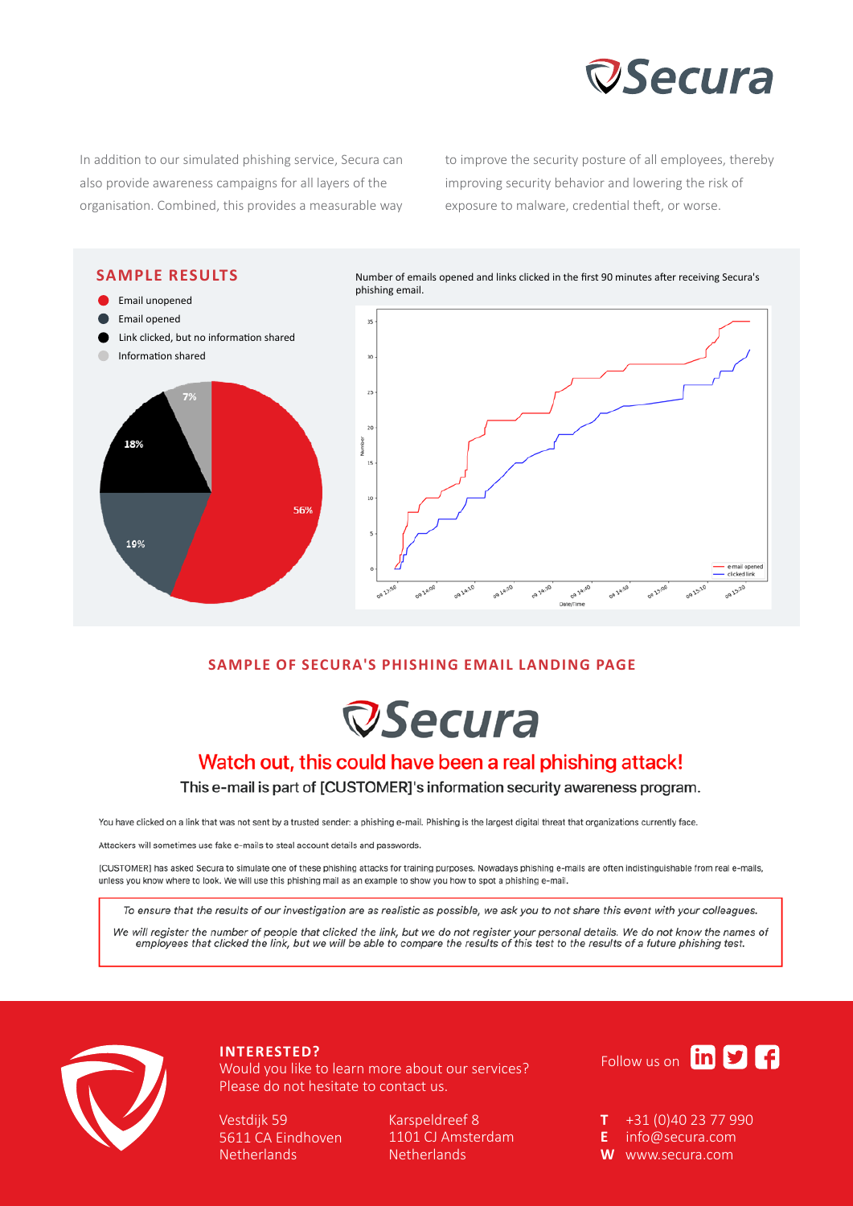In addition to our simulated phishing service, Secura can also provide awareness campaigns for all layers of the organisation. Combined, this provides a measurable way to improve the security posture of all employees, thereby improving security behavior and lowering the risk of exposure to malware, credential theft, or worse.

## SAMPLE RESULTS

- Email unopened
- Email opened
- Link clicked, but no information shared
- Information shared

56%
19%
18%
7%

Number of emails opened and links clicked in the first 90 minutes after receiving Secura's phishing email.

Number
Date/Time
e-mail opened
clicked link

## SAMPLE OF SECURA'S PHISHING EMAIL LANDING PAGE

Secura

### Watch out, this could have been a real phishing attack!

This e-mail is part of [CUSTOMER]'s information security awareness program.

You have clicked on a link that was not sent by a trusted sender: a phishing e-mail. Phishing is the largest digital threat that organizations currently face.

Attackers will sometimes use fake e-mails to steal account details and passwords.

[CUSTOMER] has asked Secura to simulate one of these phishing attacks for training purposes. Nowadays phishing e-mails are often indistinguishable from real e-mails, unless you know where to look. We will use this phishing mail as an example to show you how to spot a phishing e-mail.

*To ensure that the results of our investigation are as realistic as possible, we ask you to not share this event with your colleagues.*

*We will register the number of people that clicked the link, but we do not register your personal details. We do not know the names of employees that clicked the link, but we will be able to compare the results of this test to the results of a future phishing test.*

## INTERESTED?

Would you like to learn more about our services? Please do not hesitate to contact us.

Vestdijk 59
5611 CA Eindhoven
Netherlands

Karspeldreef 8
1101 CJ Amsterdam
Netherlands

Follow us on

**T** +31 (0)40 23 77 990
**E** info@secura.com
**W** www.secura.com